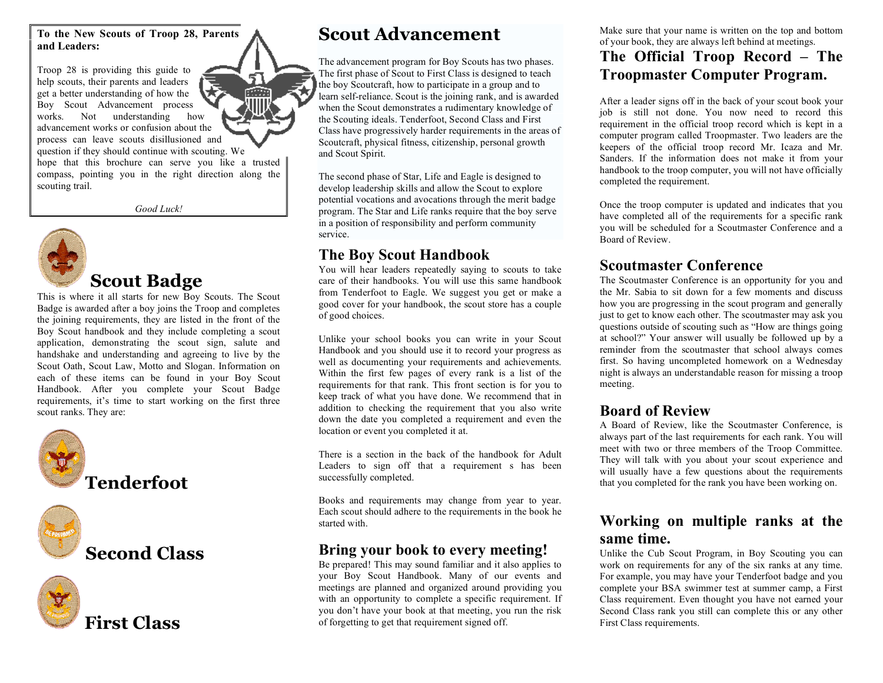**To the New Scouts of Troop 28, Parents and Leaders:**

Troop 28 is providing this guide to help scouts, their parents and leaders get a better understanding of how the Boy Scout Advancement process works. Not understanding how advancement works or confusion about the process can leave scouts disillusioned and question if they should continue with scouting. We hope that this brochure can serve you like a trusted compass, pointing you in the right direction along the scouting trail.

*Good Luck!*

# Scout Badge

This is where it all starts for new Boy Scouts. The Scout Badge is awarded after a boy joins the Troop and completes the joining requirements, they are listed in the front of the Boy Scout handbook and they include completing a scout application, demonstrating the scout sign, salute and handshake and understanding and agreeing to live by the Scout Oath, Scout Law, Motto and Slogan. Information on each of these items can be found in your Boy Scout Handbook. After you complete your Scout Badge requirements, it's time to start working on the first three scout ranks. They are:

# Tenderfoot

# Second Class

# First Class

# Scout Advancement

The advancement program for Boy Scouts has two phases. The first phase of Scout to First Class is designed to teach the boy Scoutcraft, how to participate in a group and to learn self-reliance. Scout is the joining rank, and is awarded when the Scout demonstrates a rudimentary knowledge of the Scouting ideals. Tenderfoot, Second Class and First Class have progressively harder requirements in the areas of Scoutcraft, physical fitness, citizenship, personal growth and Scout Spirit.

The second phase of Star, Life and Eagle is designed to develop leadership skills and allow the Scout to explore potential vocations and avocations through the merit badge program. The Star and Life ranks require that the boy serve in a position of responsibility and perform community service.

## The Boy Scout Handbook

You will hear leaders repeatedly saying to scouts to take care of their handbooks. You will use this same handbook from Tenderfoot to Eagle. We suggest you get or make a good cover for your handbook, the scout store has a couple of good choices.

Unlike your school books you can write in your Scout Handbook and you should use it to record your progress as well as documenting your requirements and achievements. Within the first few pages of every rank is a list of the requirements for that rank. This front section is for you to keep track of what you have done. We recommend that in addition to checking the requirement that you also write down the date you completed a requirement and even the location or event you completed it at.

There is a section in the back of the handbook for Adult Leaders to sign off that a requirement s has been successfully completed.

Books and requirements may change from year to year. Each scout should adhere to the requirements in the book he started with.

## Bring your book to every meeting!

Be prepared! This may sound familiar and it also applies to your Boy Scout Handbook. Many of our events and meetings are planned and organized around providing you with an opportunity to complete a specific requirement. If you don't have your book at that meeting, you run the risk of forgetting to get that requirement signed off.

Make sure that your name is written on the top and bottom of your book, they are always left behind at meetings.

## The Official Troop Record – The Troopmaster Computer Program.

After a leader signs off in the back of your scout book your job is still not done. You now need to record this requirement in the official troop record which is kept in a computer program called Troopmaster. Two leaders are the keepers of the official troop record Mr. Icaza and Mr. Sanders. If the information does not make it from your handbook to the troop computer, you will not have officially completed the requirement.

Once the troop computer is updated and indicates that you have completed all of the requirements for a specific rank you will be scheduled for a Scoutmaster Conference and a Board of Review.

## Scoutmaster Conference

The Scoutmaster Conference is an opportunity for you and the Mr. Sabia to sit down for a few moments and discuss how you are progressing in the scout program and generally just to get to know each other. The scoutmaster may ask you questions outside of scouting such as "How are things going at school?" Your answer will usually be followed up by a reminder from the scoutmaster that school always comes first. So having uncompleted homework on a Wednesday night is always an understandable reason for missing a troop meeting.

## Board of Review

A Board of Review, like the Scoutmaster Conference, is always part of the last requirements for each rank. You will meet with two or three members of the Troop Committee. They will talk with you about your scout experience and will usually have a few questions about the requirements that you completed for the rank you have been working on.

## Working on multiple ranks at the same time.

Unlike the Cub Scout Program, in Boy Scouting you can work on requirements for any of the six ranks at any time. For example, you may have your Tenderfoot badge and you complete your BSA swimmer test at summer camp, a First Class requirement. Even thought you have not earned your Second Class rank you still can complete this or any other First Class requirements.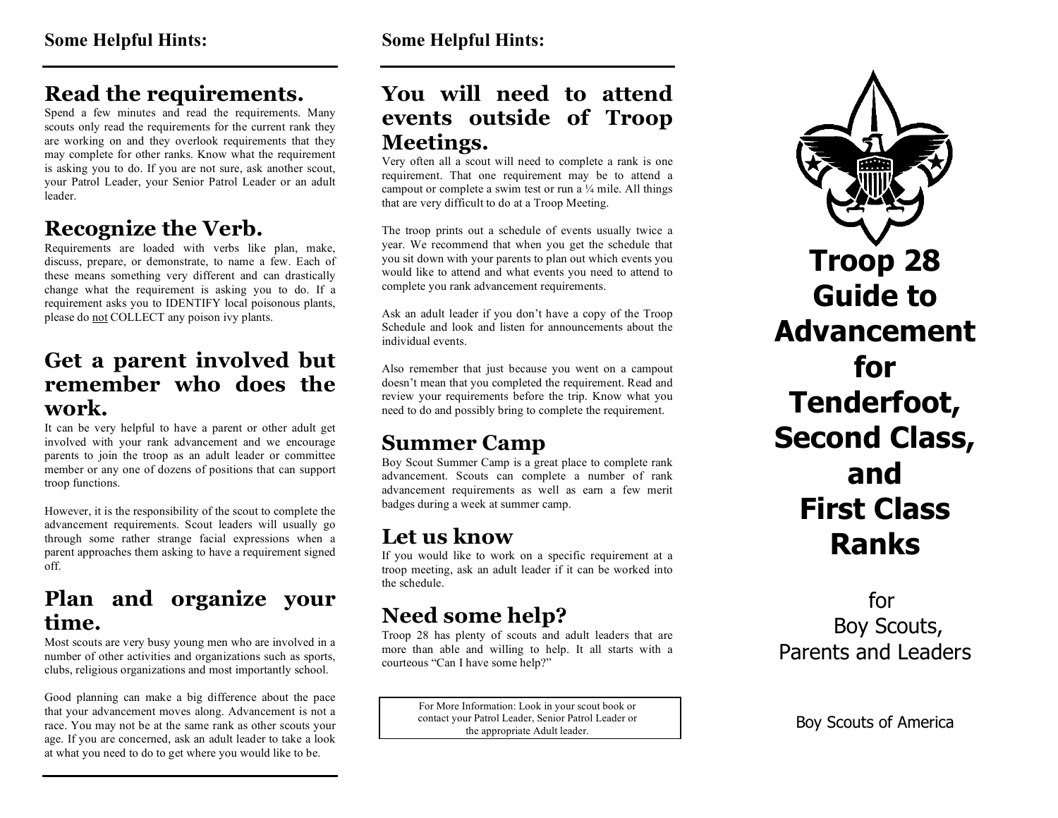**Some Helpful Hints:**

## Read the requirements.

Spend a few minutes and read the requirements. Many scouts only read the requirements for the current rank they are working on and they overlook requirements that they may complete for other ranks. Know what the requirement is asking you to do. If you are not sure, ask another scout, your Patrol Leader, your Senior Patrol Leader or an adult leader.

## Recognize the Verb.

Requirements are loaded with verbs like plan, make, discuss, prepare, or demonstrate, to name a few. Each of these means something very different and can drastically change what the requirement is asking you to do. If a requirement asks you to IDENTIFY local poisonous plants, please do not COLLECT any poison ivy plants.

## Get a parent involved but remember who does the work.

It can be very helpful to have a parent or other adult get involved with your rank advancement and we encourage parents to join the troop as an adult leader or committee member or any one of dozens of positions that can support troop functions.

However, it is the responsibility of the scout to complete the advancement requirements. Scout leaders will usually go through some rather strange facial expressions when a parent approaches them asking to have a requirement signed off.

## Plan and organize your time.

Most scouts are very busy young men who are involved in a number of other activities and organizations such as sports, clubs, religious organizations and most importantly school.

Good planning can make a big difference about the pace that your advancement moves along. Advancement is not a race. You may not be at the same rank as other scouts your age. If you are concerned, ask an adult leader to take a look at what you need to do to get where you would like to be.

**Some Helpful Hints:**

## You will need to attend events outside of Troop Meetings.

Very often all a scout will need to complete a rank is one requirement. That one requirement may be to attend a campout or complete a swim test or run a ¼ mile. All things that are very difficult to do at a Troop Meeting.

The troop prints out a schedule of events usually twice a year. We recommend that when you get the schedule that you sit down with your parents to plan out which events you would like to attend and what events you need to attend to complete you rank advancement requirements.

Ask an adult leader if you don't have a copy of the Troop Schedule and look and listen for announcements about the individual events.

Also remember that just because you went on a campout doesn't mean that you completed the requirement. Read and review your requirements before the trip. Know what you need to do and possibly bring to complete the requirement.

## Summer Camp

Boy Scout Summer Camp is a great place to complete rank advancement. Scouts can complete a number of rank advancement requirements as well as earn a few merit badges during a week at summer camp.

## Let us know

If you would like to work on a specific requirement at a troop meeting, ask an adult leader if it can be worked into the schedule.

## Need some help?

Troop 28 has plenty of scouts and adult leaders that are more than able and willing to help. It all starts with a courteous "Can I have some help?"

For More Information: Look in your scout book or contact your Patrol Leader, Senior Patrol Leader or the appropriate Adult leader.

# Troop 28 Guide to Advancement for Tenderfoot, Second Class, and First Class Ranks

for
Boy Scouts,
Parents and Leaders

Boy Scouts of America